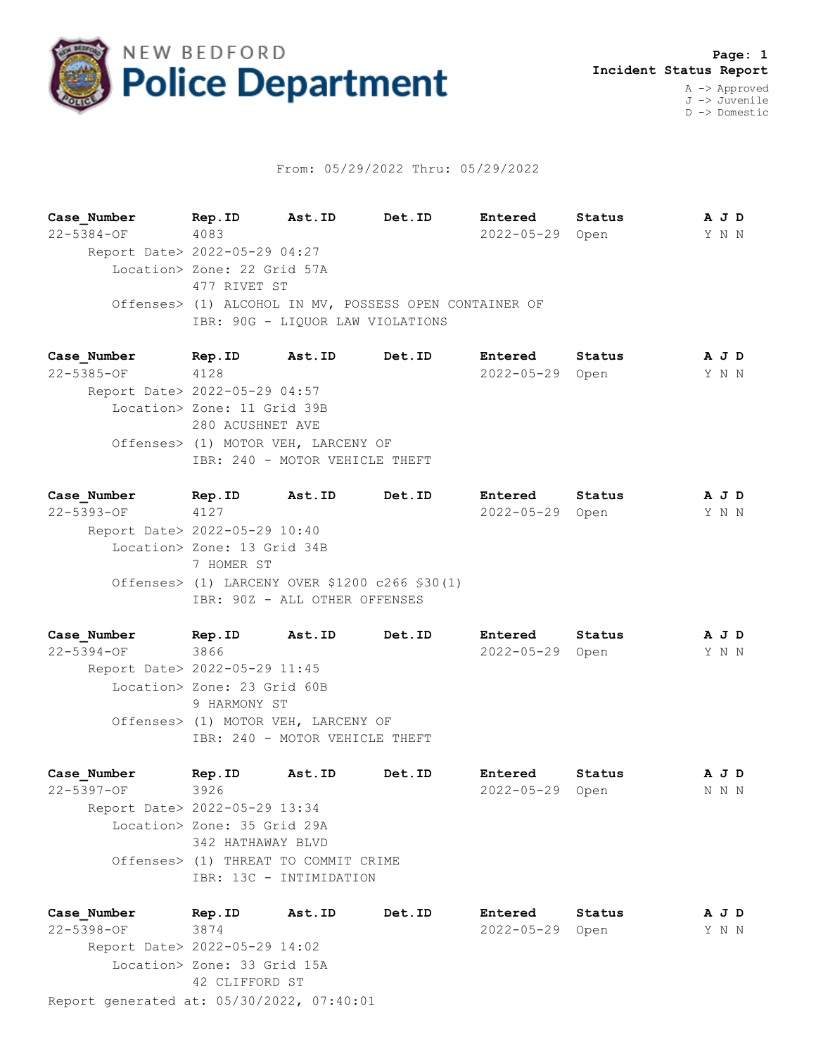# NEW BEDFORD Police Department

**Page: 1**
**Incident Status Report**

A -> Approved
J -> Juvenile
D -> Domestic

From: 05/29/2022 Thru: 05/29/2022

| Case_Number | Rep.ID | Ast.ID | Det.ID | Entered | Status | A J D |
|---|---|---|---|---|---|---|
| 22-5384-OF | 4083 | | | 2022-05-29 | Open | Y N N |

Report Date> 2022-05-29 04:27
Location> Zone: 22 Grid 57A
477 RIVET ST
Offenses> (1) ALCOHOL IN MV, POSSESS OPEN CONTAINER OF
IBR: 90G - LIQUOR LAW VIOLATIONS

| Case_Number | Rep.ID | Ast.ID | Det.ID | Entered | Status | A J D |
|---|---|---|---|---|---|---|
| 22-5385-OF | 4128 | | | 2022-05-29 | Open | Y N N |

Report Date> 2022-05-29 04:57
Location> Zone: 11 Grid 39B
280 ACUSHNET AVE
Offenses> (1) MOTOR VEH, LARCENY OF
IBR: 240 - MOTOR VEHICLE THEFT

| Case_Number | Rep.ID | Ast.ID | Det.ID | Entered | Status | A J D |
|---|---|---|---|---|---|---|
| 22-5393-OF | 4127 | | | 2022-05-29 | Open | Y N N |

Report Date> 2022-05-29 10:40
Location> Zone: 13 Grid 34B
7 HOMER ST
Offenses> (1) LARCENY OVER $1200 c266 §30(1)
IBR: 90Z - ALL OTHER OFFENSES

| Case_Number | Rep.ID | Ast.ID | Det.ID | Entered | Status | A J D |
|---|---|---|---|---|---|---|
| 22-5394-OF | 3866 | | | 2022-05-29 | Open | Y N N |

Report Date> 2022-05-29 11:45
Location> Zone: 23 Grid 60B
9 HARMONY ST
Offenses> (1) MOTOR VEH, LARCENY OF
IBR: 240 - MOTOR VEHICLE THEFT

| Case_Number | Rep.ID | Ast.ID | Det.ID | Entered | Status | A J D |
|---|---|---|---|---|---|---|
| 22-5397-OF | 3926 | | | 2022-05-29 | Open | N N N |

Report Date> 2022-05-29 13:34
Location> Zone: 35 Grid 29A
342 HATHAWAY BLVD
Offenses> (1) THREAT TO COMMIT CRIME
IBR: 13C - INTIMIDATION

| Case_Number | Rep.ID | Ast.ID | Det.ID | Entered | Status | A J D |
|---|---|---|---|---|---|---|
| 22-5398-OF | 3874 | | | 2022-05-29 | Open | Y N N |

Report Date> 2022-05-29 14:02
Location> Zone: 33 Grid 15A
42 CLIFFORD ST

Report generated at: 05/30/2022, 07:40:01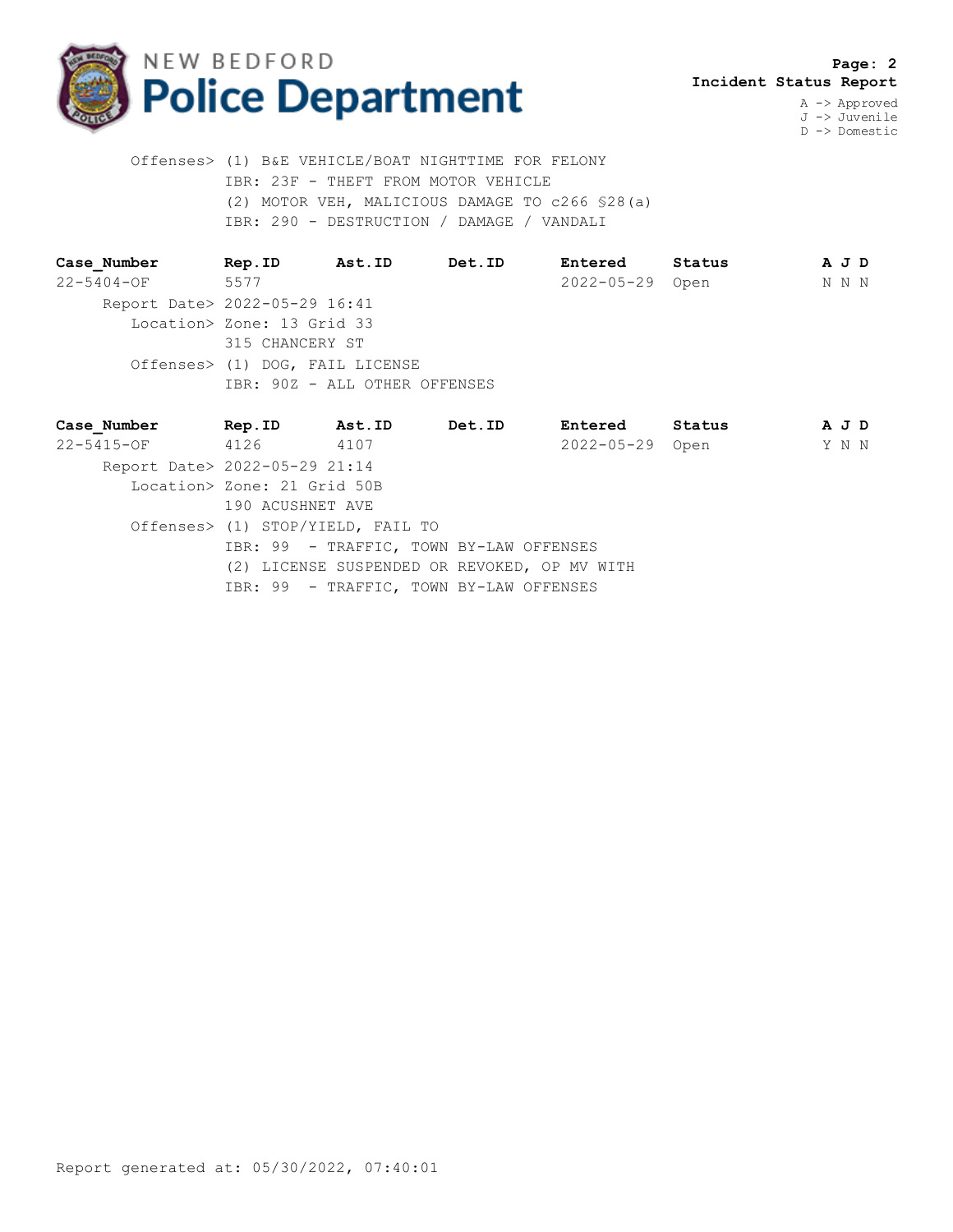Offenses> (1) B&E VEHICLE/BOAT NIGHTTIME FOR FELONY
IBR: 23F - THEFT FROM MOTOR VEHICLE
(2) MOTOR VEH, MALICIOUS DAMAGE TO c266 §28(a)
IBR: 290 - DESTRUCTION / DAMAGE / VANDALI

| Case_Number | Rep.ID | Ast.ID | Det.ID | Entered | Status | A | J | D |
|---|---|---|---|---|---|---|---|---|
| 22-5404-OF | 5577 | | | 2022-05-29 | Open | N | N | N |

Report Date> 2022-05-29 16:41
Location> Zone: 13 Grid 33
315 CHANCERY ST
Offenses> (1) DOG, FAIL LICENSE
IBR: 90Z - ALL OTHER OFFENSES

| Case_Number | Rep.ID | Ast.ID | Det.ID | Entered | Status | A | J | D |
|---|---|---|---|---|---|---|---|---|
| 22-5415-OF | 4126 | 4107 | | 2022-05-29 | Open | Y | N | N |

Report Date> 2022-05-29 21:14
Location> Zone: 21 Grid 50B
190 ACUSHNET AVE
Offenses> (1) STOP/YIELD, FAIL TO
IBR: 99 - TRAFFIC, TOWN BY-LAW OFFENSES
(2) LICENSE SUSPENDED OR REVOKED, OP MV WITH
IBR: 99 - TRAFFIC, TOWN BY-LAW OFFENSES

Report generated at: 05/30/2022, 07:40:01